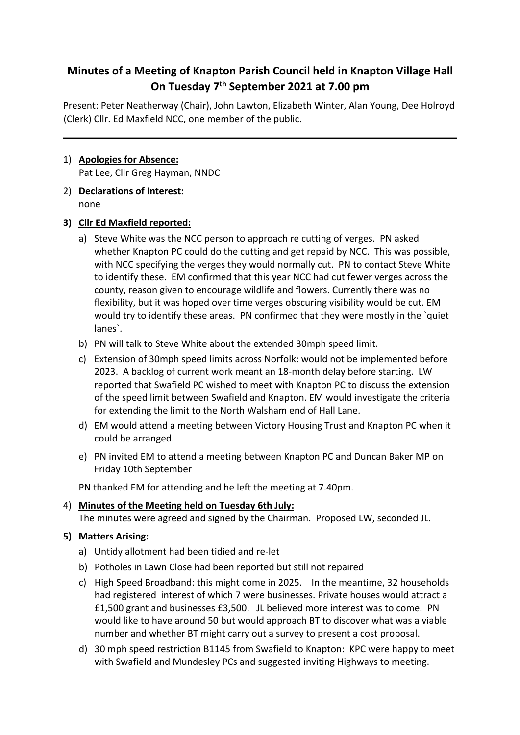# Minutes of a Meeting of Knapton Parish Council held in Knapton Village Hall On Tuesday 7th September 2021 at 7.00 pm

Present: Peter Neatherway (Chair), John Lawton, Elizabeth Winter, Alan Young, Dee Holroyd (Clerk) Cllr. Ed Maxfield NCC, one member of the public.

---

1) **Apologies for Absence:**
   Pat Lee, Cllr Greg Hayman, NNDC

2) **Declarations of Interest:**
   none

3) **Cllr Ed Maxfield reported:**
   a) Steve White was the NCC person to approach re cutting of verges. PN asked whether Knapton PC could do the cutting and get repaid by NCC. This was possible, with NCC specifying the verges they would normally cut. PN to contact Steve White to identify these. EM confirmed that this year NCC had cut fewer verges across the county, reason given to encourage wildlife and flowers. Currently there was no flexibility, but it was hoped over time verges obscuring visibility would be cut. EM would try to identify these areas. PN confirmed that they were mostly in the `quiet lanes`.
   b) PN will talk to Steve White about the extended 30mph speed limit.
   c) Extension of 30mph speed limits across Norfolk: would not be implemented before 2023. A backlog of current work meant an 18-month delay before starting. LW reported that Swafield PC wished to meet with Knapton PC to discuss the extension of the speed limit between Swafield and Knapton. EM would investigate the criteria for extending the limit to the North Walsham end of Hall Lane.
   d) EM would attend a meeting between Victory Housing Trust and Knapton PC when it could be arranged.
   e) PN invited EM to attend a meeting between Knapton PC and Duncan Baker MP on Friday 10th September

   PN thanked EM for attending and he left the meeting at 7.40pm.

4) **Minutes of the Meeting held on Tuesday 6th July:**
   The minutes were agreed and signed by the Chairman. Proposed LW, seconded JL.

5) **Matters Arising:**
   a) Untidy allotment had been tidied and re-let
   b) Potholes in Lawn Close had been reported but still not repaired
   c) High Speed Broadband: this might come in 2025. In the meantime, 32 households had registered interest of which 7 were businesses. Private houses would attract a £1,500 grant and businesses £3,500. JL believed more interest was to come. PN would like to have around 50 but would approach BT to discover what was a viable number and whether BT might carry out a survey to present a cost proposal.
   d) 30 mph speed restriction B1145 from Swafield to Knapton: KPC were happy to meet with Swafield and Mundesley PCs and suggested inviting Highways to meeting.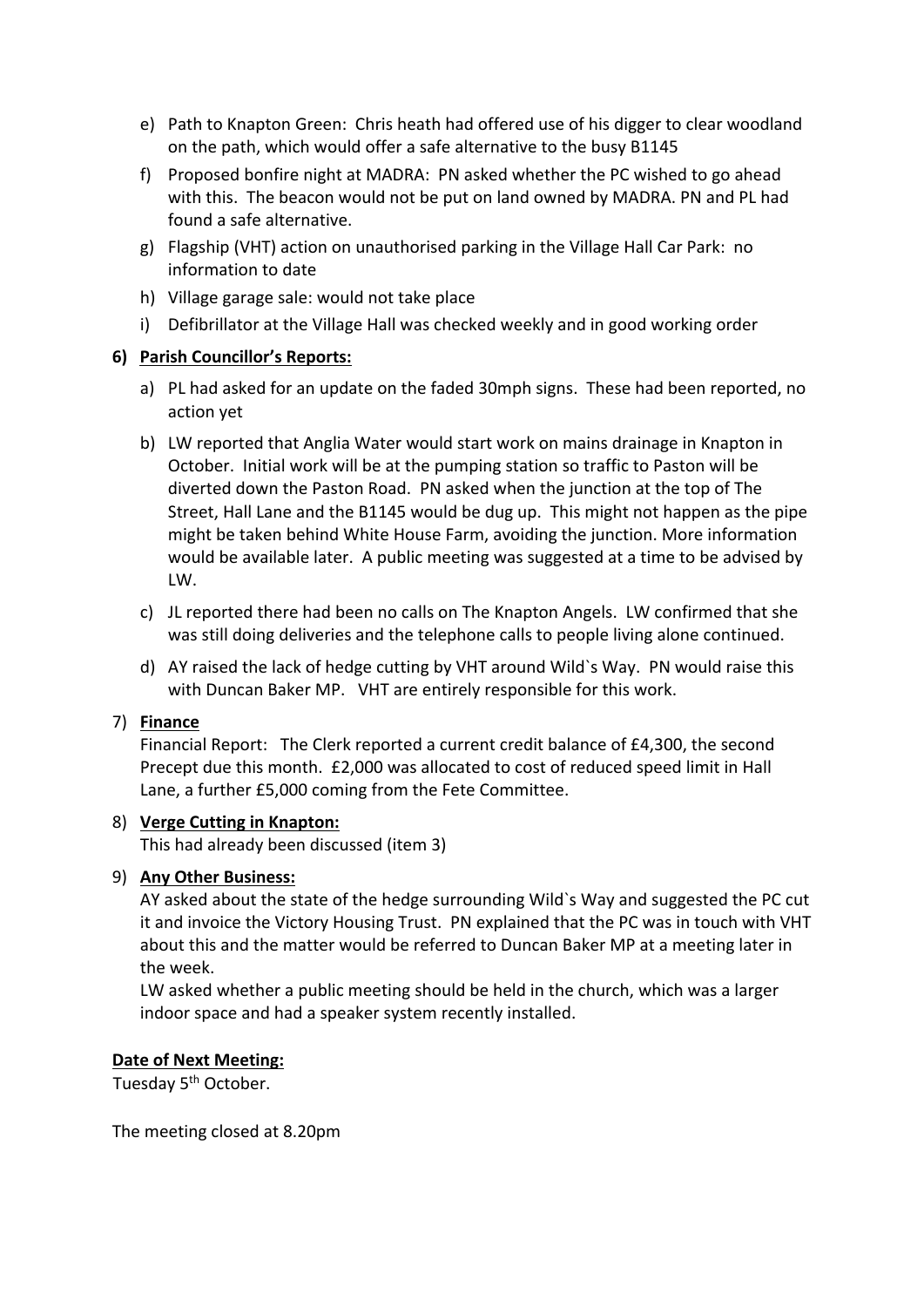e) Path to Knapton Green: Chris heath had offered use of his digger to clear woodland on the path, which would offer a safe alternative to the busy B1145

f) Proposed bonfire night at MADRA: PN asked whether the PC wished to go ahead with this. The beacon would not be put on land owned by MADRA. PN and PL had found a safe alternative.

g) Flagship (VHT) action on unauthorised parking in the Village Hall Car Park: no information to date

h) Village garage sale: would not take place

i) Defibrillator at the Village Hall was checked weekly and in good working order

**6) Parish Councillor's Reports:**

a) PL had asked for an update on the faded 30mph signs. These had been reported, no action yet

b) LW reported that Anglia Water would start work on mains drainage in Knapton in October. Initial work will be at the pumping station so traffic to Paston will be diverted down the Paston Road. PN asked when the junction at the top of The Street, Hall Lane and the B1145 would be dug up. This might not happen as the pipe might be taken behind White House Farm, avoiding the junction. More information would be available later. A public meeting was suggested at a time to be advised by LW.

c) JL reported there had been no calls on The Knapton Angels. LW confirmed that she was still doing deliveries and the telephone calls to people living alone continued.

d) AY raised the lack of hedge cutting by VHT around Wild`s Way. PN would raise this with Duncan Baker MP. VHT are entirely responsible for this work.

7) **Finance**

Financial Report: The Clerk reported a current credit balance of £4,300, the second Precept due this month. £2,000 was allocated to cost of reduced speed limit in Hall Lane, a further £5,000 coming from the Fete Committee.

8) **Verge Cutting in Knapton:**

This had already been discussed (item 3)

9) **Any Other Business:**

AY asked about the state of the hedge surrounding Wild`s Way and suggested the PC cut it and invoice the Victory Housing Trust. PN explained that the PC was in touch with VHT about this and the matter would be referred to Duncan Baker MP at a meeting later in the week.

LW asked whether a public meeting should be held in the church, which was a larger indoor space and had a speaker system recently installed.

**Date of Next Meeting:**

Tuesday 5th October.

The meeting closed at 8.20pm